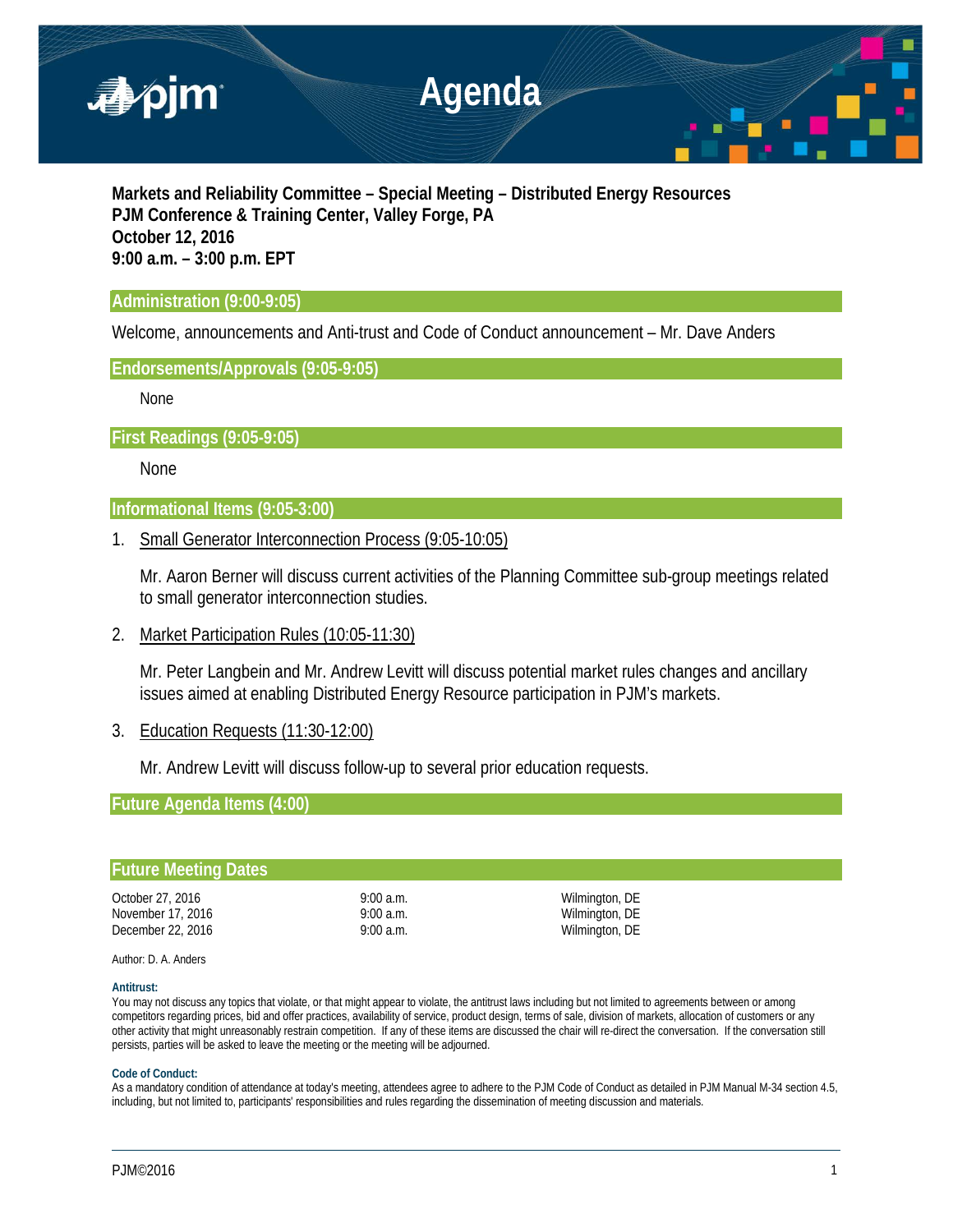# Agenda

**Markets and Reliability Committee – Special Meeting – Distributed Energy Resources**
**PJM Conference & Training Center, Valley Forge, PA**
**October 12, 2016**
**9:00 a.m. – 3:00 p.m. EPT**

## Administration (9:00-9:05)

Welcome, announcements and Anti-trust and Code of Conduct announcement – Mr. Dave Anders

## Endorsements/Approvals (9:05-9:05)

None

## First Readings (9:05-9:05)

None

## Informational Items (9:05-3:00)

1. Small Generator Interconnection Process (9:05-10:05)

   Mr. Aaron Berner will discuss current activities of the Planning Committee sub-group meetings related to small generator interconnection studies.

2. Market Participation Rules (10:05-11:30)

   Mr. Peter Langbein and Mr. Andrew Levitt will discuss potential market rules changes and ancillary issues aimed at enabling Distributed Energy Resource participation in PJM's markets.

3. Education Requests (11:30-12:00)

   Mr. Andrew Levitt will discuss follow-up to several prior education requests.

## Future Agenda Items (4:00)

## Future Meeting Dates

| | | |
|---|---|---|
| October 27, 2016 | 9:00 a.m. | Wilmington, DE |
| November 17, 2016 | 9:00 a.m. | Wilmington, DE |
| December 22, 2016 | 9:00 a.m. | Wilmington, DE |

Author: D. A. Anders

**Antitrust:**
You may not discuss any topics that violate, or that might appear to violate, the antitrust laws including but not limited to agreements between or among competitors regarding prices, bid and offer practices, availability of service, product design, terms of sale, division of markets, allocation of customers or any other activity that might unreasonably restrain competition. If any of these items are discussed the chair will re-direct the conversation. If the conversation still persists, parties will be asked to leave the meeting or the meeting will be adjourned.

**Code of Conduct:**
As a mandatory condition of attendance at today's meeting, attendees agree to adhere to the PJM Code of Conduct as detailed in PJM Manual M-34 section 4.5, including, but not limited to, participants' responsibilities and rules regarding the dissemination of meeting discussion and materials.

PJM©2016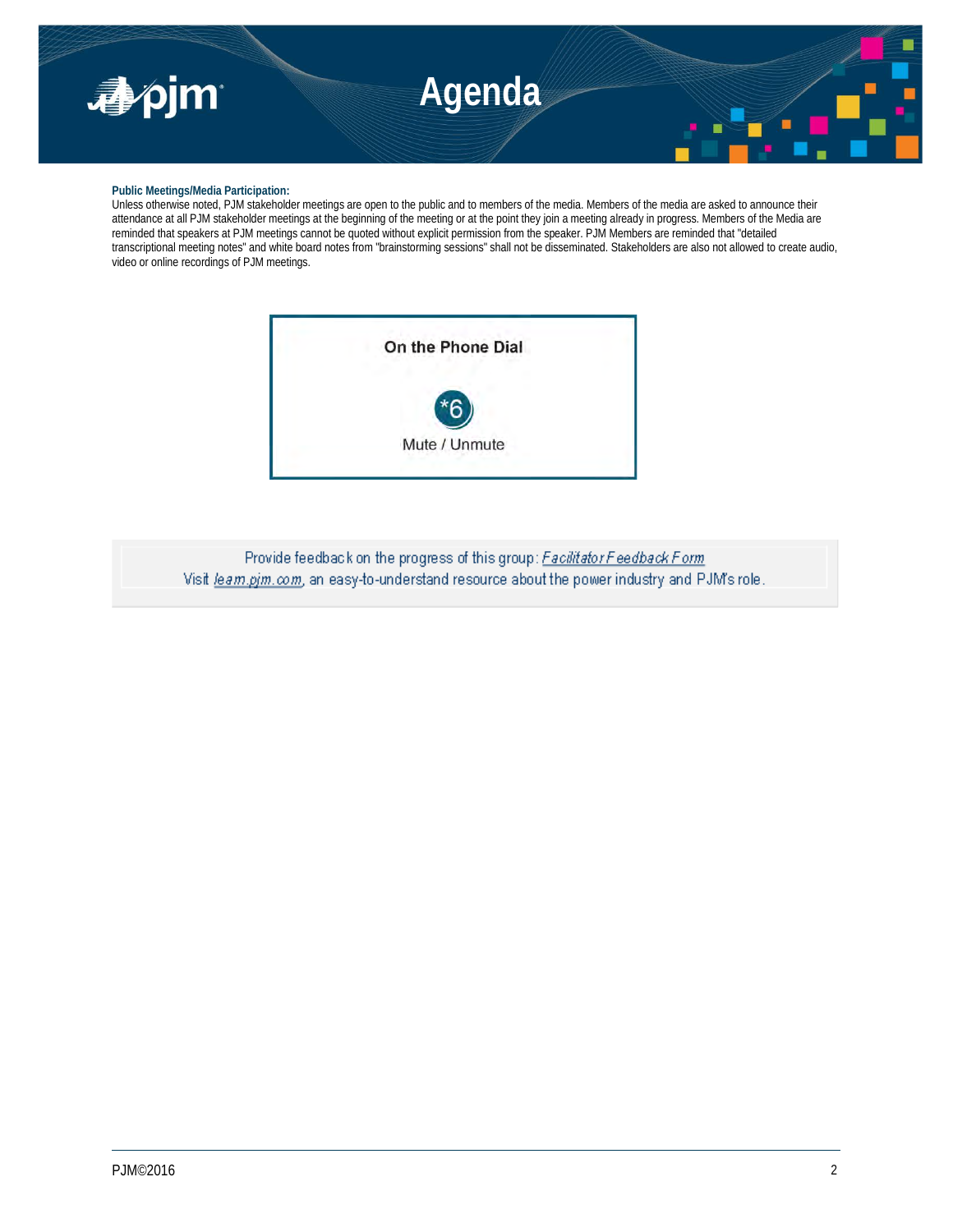# Agenda

**Public Meetings/Media Participation:**

Unless otherwise noted, PJM stakeholder meetings are open to the public and to members of the media. Members of the media are asked to announce their attendance at all PJM stakeholder meetings at the beginning of the meeting or at the point they join a meeting already in progress. Members of the Media are reminded that speakers at PJM meetings cannot be quoted without explicit permission from the speaker. PJM Members are reminded that "detailed transcriptional meeting notes" and white board notes from "brainstorming sessions" shall not be disseminated. Stakeholders are also not allowed to create audio, video or online recordings of PJM meetings.

**On the Phone Dial**

*6

Mute / Unmute

Provide feedback on the progress of this group: *Facilitator Feedback Form*

Visit *learn.pjm.com*, an easy-to-understand resource about the power industry and PJM's role.

PJM©2016